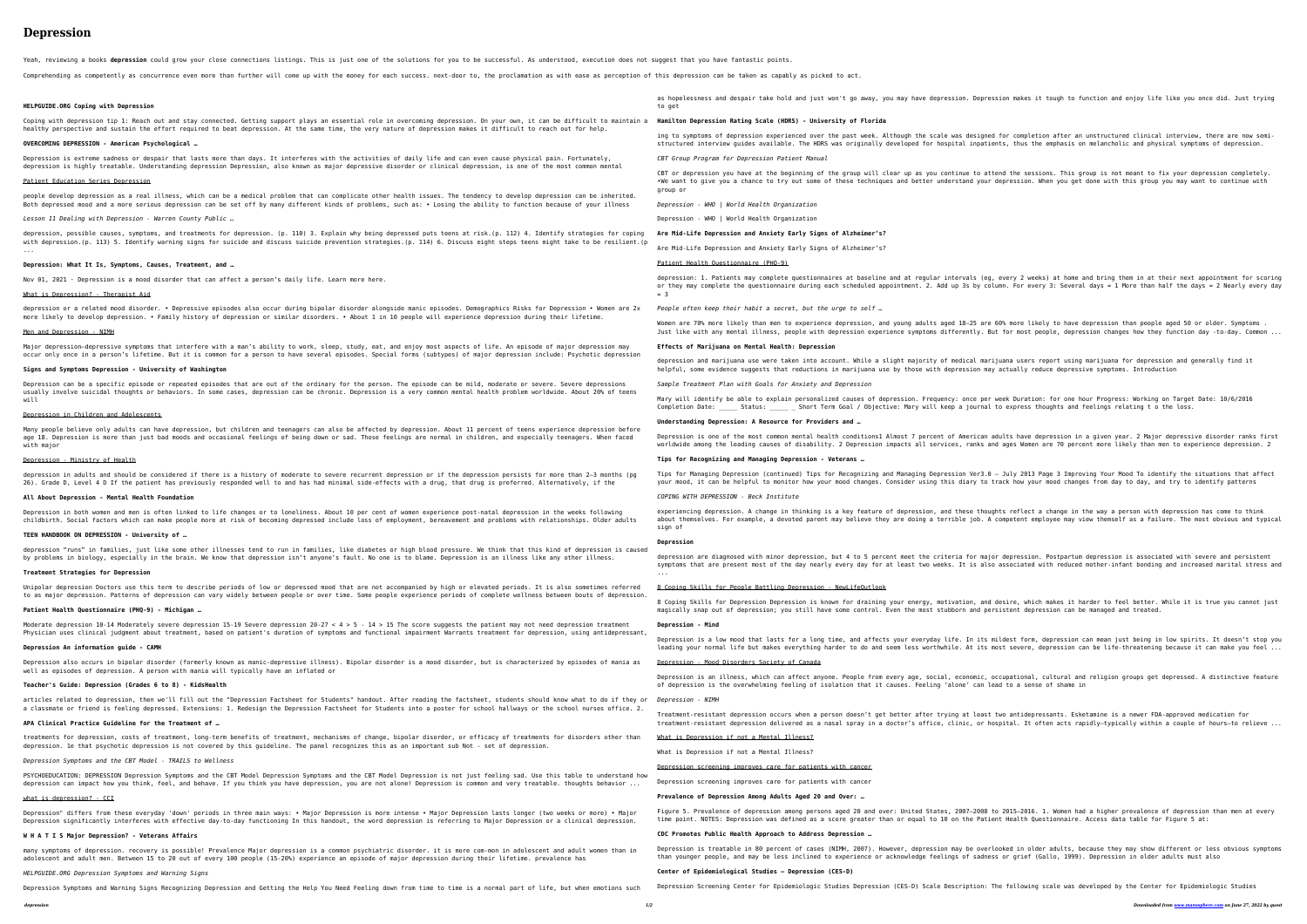# Depression

Yeah, reviewing a books **depression** could grow your close connections listings. This is just one of the solutions for you to be successful. As understood, execution does not suggest that you have fantastic points.

Comprehending as competently as concurrence even more than further will come up with the money for each success. next-door to, the proclamation as with ease as perception of this depression can be taken as capably as picked to act.

**HELPGUIDE.ORG Coping with Depression**

Coping with depression tip 1: Reach out and stay connected. Getting support plays an essential role in overcoming depression. On your own, it can be difficult to maintain a healthy perspective and sustain the effort required to beat depression. At the same time, the very nature of depression makes it difficult to reach out for help.

**OVERCOMING DEPRESSION - American Psychological …**

Depression is extreme sadness or despair that lasts more than days. It interferes with the activities of daily life and can even cause physical pain. Fortunately, depression is highly treatable. Understanding depression Depression, also known as major depressive disorder or clinical depression, is one of the most common mental

Patient Education Series Depression

people develop depression as a real illness, which can be a medical problem that can complicate other health issues. The tendency to develop depression can be inherited. Both depressed mood and a more serious depression can be set off by many different kinds of problems, such as: • Losing the ability to function because of your illness

*Lesson 11 Dealing with Depression - Warren County Public …*

depression, possible causes, symptoms, and treatments for depression. (p. 110) 3. Explain why being depressed puts teens at risk.(p. 112) 4. Identify strategies for coping with depression.(p. 113) 5. Identify warning signs for suicide and discuss suicide prevention strategies.(p. 114) 6. Discuss eight steps teens might take to be resilient.(p ...

**Depression: What It Is, Symptoms, Causes, Treatment, and …**

Nov 01, 2021 · Depression is a mood disorder that can affect a person's daily life. Learn more here.

What is Depression? - Therapist Aid

depression or a related mood disorder. • Depressive episodes also occur during bipolar disorder alongside manic episodes. Demographics Risks for Depression • Women are 2x more likely to develop depression. • Family history of depression or similar disorders. • About 1 in 10 people will experience depression during their lifetime.

Men and Depression - NIMH

Major depression—depressive symptoms that interfere with a man's ability to work, sleep, study, eat, and enjoy most aspects of life. An episode of major depression may occur only once in a person's lifetime. But it is common for a person to have several episodes. Special forms (subtypes) of major depression include: Psychotic depression

**Signs and Symptoms Depression - University of Washington**

Depression can be a specific episode or repeated episodes that are out of the ordinary for the person. The episode can be mild, moderate or severe. Severe depressions usually involve suicidal thoughts or behaviors. In some cases, depression can be chronic. Depression is a very common mental health problem worldwide. About 20% of teens will

Depression in Children and Adolescents

Many people believe only adults can have depression, but children and teenagers can also be affected by depression. About 11 percent of teens experience depression before age 18. Depression is more than just bad moods and occasional feelings of being down or sad. Those feelings are normal in children, and especially teenagers. When faced with major

Depression - Ministry of Health

depression in adults and should be considered if there is a history of moderate to severe recurrent depression or if the depression persists for more than 2–3 months (pg 26). Grade D, Level 4 D If the patient has previously responded well to and has had minimal side-effects with a drug, that drug is preferred. Alternatively, if the

**All About Depression - Mental Health Foundation**

Depression in both women and men is often linked to life changes or to loneliness. About 10 per cent of women experience post-natal depression in the weeks following childbirth. Social factors which can make people more at risk of becoming depressed include loss of employment, bereavement and problems with relationships. Older adults

**TEEN HANDBOOK ON DEPRESSION - University of …**

depression "runs" in families, just like some other illnesses tend to run in families, like diabetes or high blood pressure. We think that this kind of depression is caused by problems in biology, especially in the brain. We know that depression isn't anyone's fault. No one is to blame. Depression is an illness like any other illness.

**Treatment Strategies for Depression**

Unipolar depression Doctors use this term to describe periods of low or depressed mood that are not accompanied by high or elevated periods. It is also sometimes referred to as major depression. Patterns of depression can vary widely between people or over time. Some people experience periods of complete wellness between bouts of depression.

**Patient Health Questionnaire (PHQ-9) - Michigan …**

Moderate depression 10-14 Moderately severe depression 15-19 Severe depression 20-27 < 4 > 5 - 14 > 15 The score suggests the patient may not need depression treatment Physician uses clinical judgment about treatment, based on patient's duration of symptoms and functional impairment Warrants treatment for depression, using antidepressant,

**Depression An information guide - CAMH**

Depression also occurs in bipolar disorder (formerly known as manic-depressive illness). Bipolar disorder is a mood disorder, but is characterized by episodes of mania as well as episodes of depression. A person with mania will typically have an inflated or

**Teacher's Guide: Depression (Grades 6 to 8) - KidsHealth**

articles related to depression, then we'll fill out the "Depression Factsheet for Students" handout. After reading the factsheet, students should know what to do if they or a classmate or friend is feeling depressed. Extensions: 1. Redesign the Depression Factsheet for Students into a poster for school hallways or the school nurses office. 2.

**APA Clinical Practice Guideline for the Treatment of …**

treatments for depression, costs of treatment, long-term benefits of treatment, mechanisms of change, bipolar disorder, or efficacy of treatments for disorders other than depression. 1e that psychotic depression is not covered by this guideline. The panel recognizes this as an important sub Not - set of depression.

*Depression Symptoms and the CBT Model - TRAILS to Wellness*

PSYCHOEDUCATION: DEPRESSION Depression Symptoms and the CBT Model Depression Symptoms and the CBT Model Depression is not just feeling sad. Use this table to understand how depression can impact how you think, feel, and behave. If you think you have depression, you are not alone! Depression is common and very treatable. thoughts behavior ...

what is depression? - CCI

Depression" differs from these everyday 'down' periods in three main ways: • Major Depression is more intense • Major Depression lasts longer (two weeks or more) • Major Depression significantly interferes with effective day-to-day functioning In this handout, the word depression is referring to Major Depression or a clinical depression.

**W H A T I S Major Depression? - Veterans Affairs**

many symptoms of depression. recovery is possible! Prevalence Major depression is a common psychiatric disorder. it is more com-mon in adolescent and adult women than in adolescent and adult men. Between 15 to 20 out of every 100 people (15-20%) experience an episode of major depression during their lifetime. prevalence has

*HELPGUIDE.ORG Depression Symptoms and Warning Signs*

Depression Symptoms and Warning Signs Recognizing Depression and Getting the Help You Need Feeling down from time to time is a normal part of life, but when emotions such as hopelessness and despair take hold and just won't go away, you may have depression. Depression makes it tough to function and enjoy life like you once did. Just trying to get

**Hamilton Depression Rating Scale (HDRS) - University of Florida**

ing to symptoms of depression experienced over the past week. Although the scale was designed for completion after an unstructured clinical interview, there are now semi-structured interview guides available. The HDRS was originally developed for hospital inpatients, thus the emphasis on melancholic and physical symptoms of depression.

*CBT Group Program for Depression Patient Manual*

CBT or depression you have at the beginning of the group will clear up as you continue to attend the sessions. This group is not meant to fix your depression completely. •We want to give you a chance to try out some of these techniques and better understand your depression. When you get done with this group you may want to continue with group or

*Depression - WHO | World Health Organization*

Depression - WHO | World Health Organization

**Are Mid-Life Depression and Anxiety Early Signs of Alzheimer's?**

Are Mid-Life Depression and Anxiety Early Signs of Alzheimer's?

Patient Health Questionnaire (PHQ-9)

depression: 1. Patients may complete questionnaires at baseline and at regular intervals (eg, every 2 weeks) at home and bring them in at their next appointment for scoring or they may complete the questionnaire during each scheduled appointment. 2. Add up 3s by column. For every 3: Several days = 1 More than half the days = 2 Nearly every day = 3

*People often keep their habit a secret, but the urge to self …*

Women are 70% more likely than men to experience depression, and young adults aged 18–25 are 60% more likely to have depression than people aged 50 or older. Symptoms . Just like with any mental illness, people with depression experience symptoms differently. But for most people, depression changes how they function day -to-day. Common ...

**Effects of Marijuana on Mental Health: Depression**

depression and marijuana use were taken into account. While a slight majority of medical marijuana users report using marijuana for depression and generally find it helpful, some evidence suggests that reductions in marijuana use by those with depression may actually reduce depressive symptoms. Introduction

*Sample Treatment Plan with Goals for Anxiety and Depression*

Mary will identify be able to explain personalized causes of depression. Frequency: once per week Duration: for one hour Progress: Working on Target Date: 10/6/2016 Completion Date: _____ Status: _____ _ Short Term Goal / Objective: Mary will keep a journal to express thoughts and feelings relating t o the loss.

**Understanding Depression: A Resource for Providers and …**

Depression is one of the most common mental health conditions1 Almost 7 percent of American adults have depression in a given year. 2 Major depressive disorder ranks first worldwide among the leading causes of disability. 2 Depression impacts all services, ranks and ages Women are 70 percent more likely than men to experience depression. 2

**Tips for Recognizing and Managing Depression - Veterans …**

Tips for Managing Depression (continued) Tips for Recognizing and Managing Depression Ver3.0 – July 2013 Page 3 Improving Your Mood To identify the situations that affect your mood, it can be helpful to monitor how your mood changes. Consider using this diary to track how your mood changes from day to day, and try to identify patterns

*COPING WITH DEPRESSION - Beck Institute*

experiencing depression. A change in thinking is a key feature of depression, and these thoughts reflect a change in the way a person with depression has come to think about themselves. For example, a devoted parent may believe they are doing a terrible job. A competent employee may view themself as a failure. The most obvious and typical sign of

**Depression**

depression are diagnosed with minor depression, but 4 to 5 percent meet the criteria for major depression. Postpartum depression is associated with severe and persistent symptoms that are present most of the day nearly every day for at least two weeks. It is also associated with reduced mother-infant bonding and increased marital stress and ...

8 Coping Skills for People Battling Depression - NewLifeOutlook

8 Coping Skills for Depression Depression is known for draining your energy, motivation, and desire, which makes it harder to feel better. While it is true you cannot just magically snap out of depression; you still have some control. Even the most stubborn and persistent depression can be managed and treated.

**Depression - Mind**

Depression is a low mood that lasts for a long time, and affects your everyday life. In its mildest form, depression can mean just being in low spirits. It doesn't stop you leading your normal life but makes everything harder to do and seem less worthwhile. At its most severe, depression can be life-threatening because it can make you feel ...

Depression - Mood Disorders Society of Canada

Depression is an illness, which can affect anyone. People from every age, social, economic, occupational, cultural and religion groups get depressed. A distinctive feature of depression is the overwhelming feeling of isolation that it causes. Feeling 'alone' can lead to a sense of shame in

*Depression - NIMH*

Treatment-resistant depression occurs when a person doesn't get better after trying at least two antidepressants. Esketamine is a newer FDA-approved medication for treatment-resistant depression delivered as a nasal spray in a doctor's office, clinic, or hospital. It often acts rapidly—typically within a couple of hours—to relieve ...

What is Depression if not a Mental Illness?

What is Depression if not a Mental Illness?

Depression screening improves care for patients with cancer

Depression screening improves care for patients with cancer

**Prevalence of Depression Among Adults Aged 20 and Over: …**

Figure 5. Prevalence of depression among persons aged 20 and over: United States, 2007–2008 to 2015–2016. 1. Women had a higher prevalence of depression than men at every time point. NOTES: Depression was defined as a score greater than or equal to 10 on the Patient Health Questionnaire. Access data table for Figure 5 at:

**CDC Promotes Public Health Approach to Address Depression …**

Depression is treatable in 80 percent of cases (NIMH, 2007). However, depression may be overlooked in older adults, because they may show different or less obvious symptoms than younger people, and may be less inclined to experience or acknowledge feelings of sadness or grief (Gallo, 1999). Depression in older adults must also

**Center of Epidemiological Studies – Depression (CES-D)**

Depression Screening Center for Epidemiologic Studies Depression (CES-D) Scale Description: The following scale was developed by the Center for Epidemiologic Studies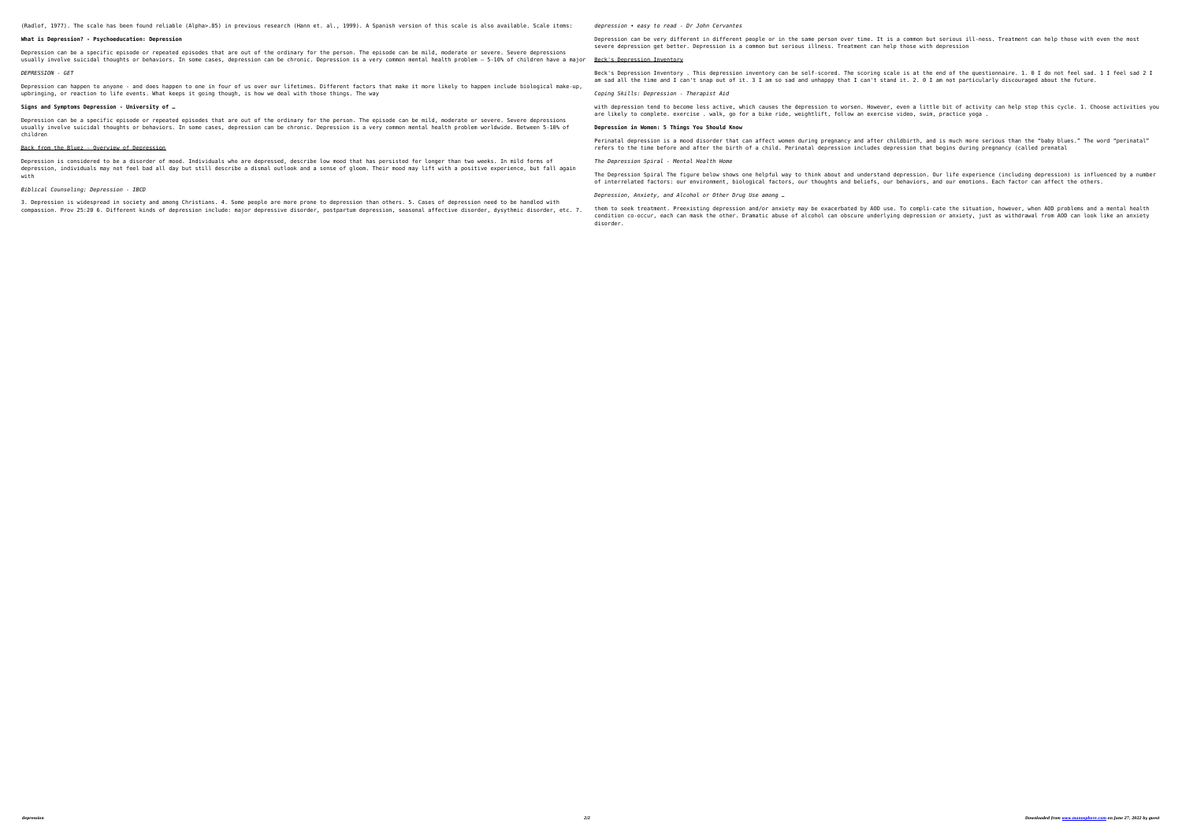(Radlof, 1977). The scale has been found reliable (Alpha>.85) in previous research (Hann et. al., 1999). A Spanish version of this scale is also available. Scale items:

**What is Depression? - Psychoeducation: Depression**

Depression can be a specific episode or repeated episodes that are out of the ordinary for the person. The episode can be mild, moderate or severe. Severe depressions usually involve suicidal thoughts or behaviors. In some cases, depression can be chronic. Depression is a very common mental health problem – 5-10% of children have a major

*DEPRESSION - GET*

Depression can happen to anyone - and does happen to one in four of us over our lifetimes. Different factors that make it more likely to happen include biological make-up, upbringing, or reaction to life events. What keeps it going though, is how we deal with those things. The way

**Signs and Symptoms Depression - University of …**

Depression can be a specific episode or repeated episodes that are out of the ordinary for the person. The episode can be mild, moderate or severe. Severe depressions usually involve suicidal thoughts or behaviors. In some cases, depression can be chronic. Depression is a very common mental health problem worldwide. Between 5-10% of children

Back from the Bluez - Overview of Depression

Depression is considered to be a disorder of mood. Individuals who are depressed, describe low mood that has persisted for longer than two weeks. In mild forms of depression, individuals may not feel bad all day but still describe a dismal outlook and a sense of gloom. Their mood may lift with a positive experience, but fall again with

*Biblical Counseling: Depression - IBCD*

3. Depression is widespread in society and among Christians. 4. Some people are more prone to depression than others. 5. Cases of depression need to be handled with compassion. Prov 25:20 6. Different kinds of depression include: major depressive disorder, postpartum depression, seasonal affective disorder, dysythmic disorder, etc. 7.

*depression • easy to read - Dr John Cervantes*

Depression can be very different in different people or in the same person over time. It is a common but serious ill-ness. Treatment can help those with even the most severe depression get better. Depression is a common but serious illness. Treatment can help those with depression

Beck's Depression Inventory

Beck's Depression Inventory . This depression inventory can be self-scored. The scoring scale is at the end of the questionnaire. 1. 0 I do not feel sad. 1 I feel sad 2 I am sad all the time and I can't snap out of it. 3 I am so sad and unhappy that I can't stand it. 2. 0 I am not particularly discouraged about the future.

*Coping Skills: Depression - Therapist Aid*

with depression tend to become less active, which causes the depression to worsen. However, even a little bit of activity can help stop this cycle. 1. Choose activities you are likely to complete. exercise . walk, go for a bike ride, weightlift, follow an exercise video, swim, practice yoga .

**Depression in Women: 5 Things You Should Know**

Perinatal depression is a mood disorder that can affect women during pregnancy and after childbirth, and is much more serious than the "baby blues." The word "perinatal" refers to the time before and after the birth of a child. Perinatal depression includes depression that begins during pregnancy (called prenatal

*The Depression Spiral - Mental Health Home*

The Depression Spiral The figure below shows one helpful way to think about and understand depression. Our life experience (including depression) is influenced by a number of interrelated factors: our environment, biological factors, our thoughts and beliefs, our behaviors, and our emotions. Each factor can affect the others.

*Depression, Anxiety, and Alcohol or Other Drug Use among …*

them to seek treatment. Preexisting depression and/or anxiety may be exacerbated by AOD use. To compli-cate the situation, however, when AOD problems and a mental health condition co-occur, each can mask the other. Dramatic abuse of alcohol can obscure underlying depression or anxiety, just as withdrawal from AOD can look like an anxiety disorder.